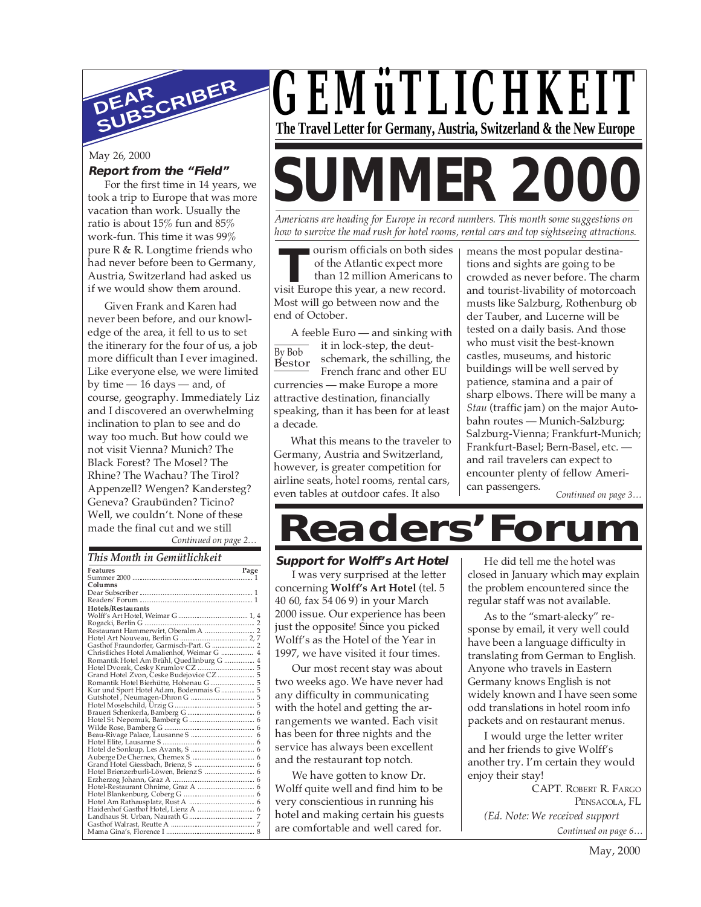# GEMüTLICHKEIT

**The Travel Letter for Germany, Austria, Switzerland & the New Europe**

## DEAR SUBSCRIBER

May 26, 2000

**Report from the "Field"**

For the first time in 14 years, we took a trip to Europe that was more vacation than work. Usually the ratio is about 15% fun and 85% work-fun. This time it was 99% pure R & R. Longtime friends who had never before been to Germany, Austria, Switzerland had asked us if we would show them around.

Given Frank and Karen had never been before, and our knowledge of the area, it fell to us to set the itinerary for the four of us, a job more difficult than I ever imagined. Like everyone else, we were limited by time — 16 days — and, of course, geography. Immediately Liz and I discovered an overwhelming inclination to plan to see and do way too much. But how could we not visit Vienna? Munich? The Black Forest? The Mosel? The Rhine? The Wachau? The Tirol? Appenzell? Wengen? Kandersteg? Geneva? Graubünden? Ticino? Well, we couldn't. None of these made the final cut and we still

*Continued on page 2…*

### This Month in Gemütlichkeit

| Features | Page |
|---|---|
| Summer 2000 | 1 |
| **Columns** | |
| Dear Subscriber | 1 |
| Readers' Forum | 1 |
| **Hotels/Restaurants** | |
| Wolff's Art Hotel, Weimar G | 1, 4 |
| Rogacki, Berlin G | 2 |
| Restaurant Hammerwirt, Oberalm A | 2 |
| Hotel Art Nouveau, Berlin G | 2, 7 |
| Gasthof Fraundorfer, Garmisch-Part. G | 2 |
| Christliches Hotel Amalienhof, Weimar G | 4 |
| Romantik Hotel Am Brühl, Quedlinburg G | 4 |
| Hotel Dvorak, Cesky Krumlov CZ | 5 |
| Grand Hotel Zvon, Ceske Budejovice CZ | 5 |
| Romantik Hotel Bierhütte, Hohenau G | 5 |
| Kur und Sport Hotel Adam, Bodenmais G | 5 |
| Gutshotel, Neumagen-Dhron G | 5 |
| Hotel Moselschild, Ürzig G | 5 |
| Braueri Schenkerla, Bamberg G | 6 |
| Hotel St. Nepomuk, Bamberg G | 6 |
| Wilde Rose, Bamberg G | 6 |
| Beau-Rivage Palace, Lausanne S | 6 |
| Hotel Elite, Lausanne S | 6 |
| Hotel de Sonloup, Les Avants, S | 6 |
| Auberge De Chernex, Chernex S | 6 |
| Grand Hotel Giessbach, Brienz, S | 6 |
| Hotel Brienzerburli-Löwen, Brienz S | 6 |
| Erzherzog Johann, Graz A | 6 |
| Hotel-Restaurant Ohnime, Graz A | 6 |
| Hotel Blankenburg, Coberg G | 6 |
| Hotel Am Rathausplatz, Rust A | 6 |
| Haidenhof Gasthof Hotel, Lienz A | 6 |
| Landhaus St. Urban, Naurath G | 7 |
| Gasthof Walrast, Reutte A | 7 |
| Mama Gina's, Florence I | 8 |

# SUMMER 2000

*Americans are heading for Europe in record numbers. This month some suggestions on how to survive the mad rush for hotel rooms, rental cars and top sightseeing attractions.*

*By Bob Bestor*

Tourism officials on both sides of the Atlantic expect more than 12 million Americans to visit Europe this year, a new record. Most will go between now and the end of October.

A feeble Euro — and sinking with it in lock-step, the deutschemark, the schilling, the French franc and other EU currencies — make Europe a more attractive destination, financially speaking, than it has been for at least a decade.

What this means to the traveler to Germany, Austria and Switzerland, however, is greater competition for airline seats, hotel rooms, rental cars, even tables at outdoor cafes. It also means the most popular destinations and sights are going to be crowded as never before. The charm and tourist-livability of motorcoach musts like Salzburg, Rothenburg ob der Tauber, and Lucerne will be tested on a daily basis. And those who must visit the best-known castles, museums, and historic buildings will be well served by patience, stamina and a pair of sharp elbows. There will be many a *Stau* (traffic jam) on the major Autobahn routes — Munich-Salzburg; Salzburg-Vienna; Frankfurt-Munich; Frankfurt-Basel; Bern-Basel, etc. — and rail travelers can expect to encounter plenty of fellow American passengers.

*Continued on page 3…*

# Readers' Forum

**Support for Wolff's Art Hotel**

I was very surprised at the letter concerning **Wolff's Art Hotel** (tel. 5 40 60, fax 54 06 9) in your March 2000 issue. Our experience has been just the opposite! Since you picked Wolff's as the Hotel of the Year in 1997, we have visited it four times.

Our most recent stay was about two weeks ago. We have never had any difficulty in communicating with the hotel and getting the arrangements we wanted. Each visit has been for three nights and the service has always been excellent and the restaurant top notch.

We have gotten to know Dr. Wolff quite well and find him to be very conscientious in running his hotel and making certain his guests are comfortable and well cared for.

He did tell me the hotel was closed in January which may explain the problem encountered since the regular staff was not available.

As to the "smart-alecky" response by email, it very well could have been a language difficulty in translating from German to English. Anyone who travels in Eastern Germany knows English is not widely known and I have seen some odd translations in hotel room info packets and on restaurant menus.

I would urge the letter writer and her friends to give Wolff's another try. I'm certain they would enjoy their stay!

CAPT. ROBERT R. FARGO
PENSACOLA, FL

*(Ed. Note: We received support*

*Continued on page 6…*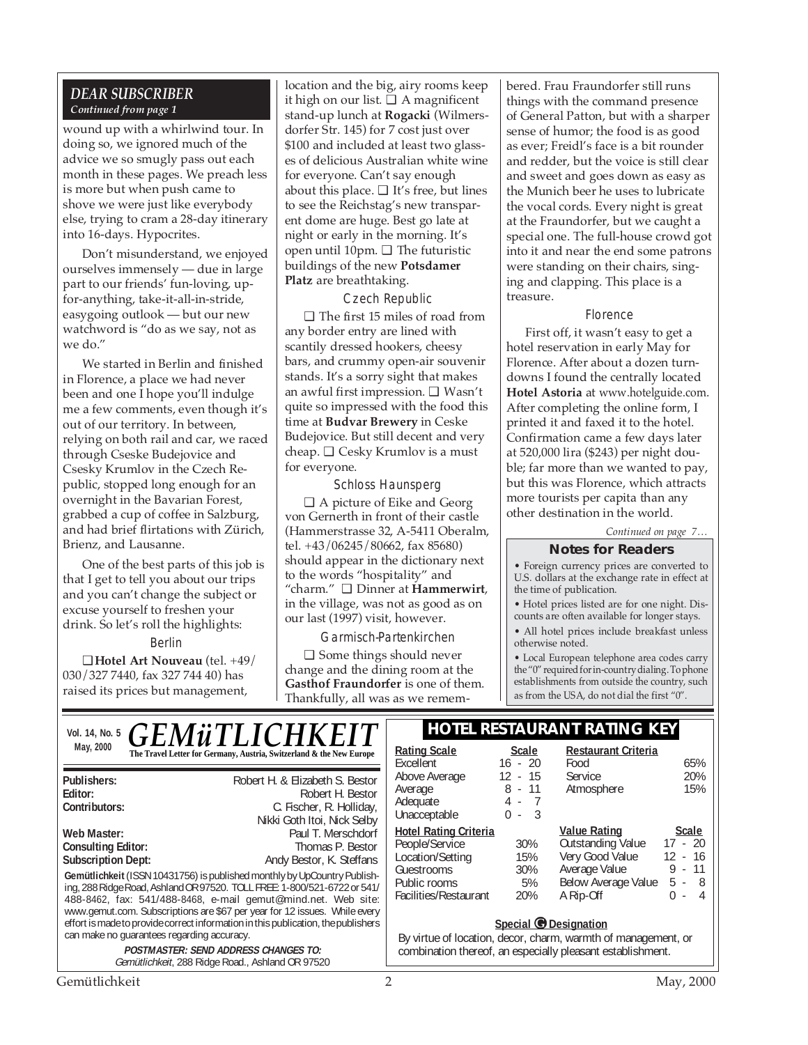## DEAR SUBSCRIBER

*Continued from page 1*

wound up with a whirlwind tour. In doing so, we ignored much of the advice we so smugly pass out each month in these pages. We preach less is more but when push came to shove we were just like everybody else, trying to cram a 28-day itinerary into 16-days. Hypocrites.

Don't misunderstand, we enjoyed ourselves immensely — due in large part to our friends' fun-loving, up-for-anything, take-it-all-in-stride, easygoing outlook — but our new watchword is "do as we say, not as we do."

We started in Berlin and finished in Florence, a place we had never been and one I hope you'll indulge me a few comments, even though it's out of our territory. In between, relying on both rail and car, we raced through Cseske Budejovice and Csesky Krumlov in the Czech Republic, stopped long enough for an overnight in the Bavarian Forest, grabbed a cup of coffee in Salzburg, and had brief flirtations with Zürich, Brienz, and Lausanne.

One of the best parts of this job is that I get to tell you about our trips and you can't change the subject or excuse yourself to freshen your drink. So let's roll the highlights:

### Berlin

❑ **Hotel Art Nouveau** (tel. +49/030/327 7440, fax 327 744 40) has raised its prices but management, location and the big, airy rooms keep it high on our list. ❑ A magnificent stand-up lunch at **Rogacki** (Wilmersdorfer Str. 145) for 7 cost just over $100 and included at least two glasses of delicious Australian white wine for everyone. Can't say enough about this place. ❑ It's free, but lines to see the Reichstag's new transparent dome are huge. Best go late at night or early in the morning. It's open until 10pm. ❑ The futuristic buildings of the new **Potsdamer Platz** are breathtaking.

### Czech Republic

❑ The first 15 miles of road from any border entry are lined with scantily dressed hookers, cheesy bars, and crummy open-air souvenir stands. It's a sorry sight that makes an awful first impression. ❑ Wasn't quite so impressed with the food this time at **Budvar Brewery** in Ceske Budejovice. But still decent and very cheap. ❑ Cesky Krumlov is a must for everyone.

### Schloss Haunsperg

❑ A picture of Eike and Georg von Gernerth in front of their castle (Hammerstrasse 32, A-5411 Oberalm, tel. +43/06245/80662, fax 85680) should appear in the dictionary next to the words "hospitality" and "charm." ❑ Dinner at **Hammerwirt**, in the village, was not as good as on our last (1997) visit, however.

### Garmisch-Partenkirchen

❑ Some things should never change and the dining room at the **Gasthof Fraundorfer** is one of them. Thankfully, all was as we remembered. Frau Fraundorfer still runs things with the command presence of General Patton, but with a sharper sense of humor; the food is as good as ever; Freidl's face is a bit rounder and redder, but the voice is still clear and sweet and goes down as easy as the Munich beer he uses to lubricate the vocal cords. Every night is great at the Fraundorfer, but we caught a special one. The full-house crowd got into it and near the end some patrons were standing on their chairs, singing and clapping. This place is a treasure.

### Florence

First off, it wasn't easy to get a hotel reservation in early May for Florence. After about a dozen turndowns I found the centrally located **Hotel Astoria** at www.hotelguide.com. After completing the online form, I printed it and faxed it to the hotel. Confirmation came a few days later at 520,000 lira ($243) per night double; far more than we wanted to pay, but this was Florence, which attracts more tourists per capita than any other destination in the world.

*Continued on page 7…*

### Notes for Readers

- Foreign currency prices are converted to U.S. dollars at the exchange rate in effect at the time of publication.
- Hotel prices listed are for one night. Discounts are often available for longer stays.
- All hotel prices include breakfast unless otherwise noted.
- Local European telephone area codes carry the "0" required for in-country dialing. To phone establishments from outside the country, such as from the USA, do not dial the first "0".

---

Vol. 14, No. 5
May, 2000

# GEMüTLICHKEIT

**The Travel Letter for Germany, Austria, Switzerland & the New Europe**

| | |
|---|---|
| **Publishers:** | Robert H. & Elizabeth S. Bestor |
| **Editor:** | Robert H. Bestor |
| **Contributors:** | C. Fischer, R. Holliday, Nikki Goth Itoi, Nick Selby |
| **Web Master:** | Paul T. Merschdorf |
| **Consulting Editor:** | Thomas P. Bestor |
| **Subscription Dept:** | Andy Bestor, K. Steffans |

**Gemütlichkeit** (ISSN 10431756) is published monthly by UpCountry Publishing, 288 Ridge Road, Ashland OR 97520. TOLL FREE: 1-800/521-6722 or 541/488-8462, fax: 541/488-8468, e-mail gemut@mind.net. Web site: www.gemut.com. Subscriptions are $67 per year for 12 issues. While every effort is made to provide correct information in this publication, the publishers can make no guarantees regarding accuracy.

**POSTMASTER: SEND ADDRESS CHANGES TO:**
*Gemütlichkeit*, 288 Ridge Road., Ashland OR 97520

## HOTEL RESTAURANT RATING KEY

| Rating Scale | Scale |
|---|---|
| Excellent | 16 - 20 |
| Above Average | 12 - 15 |
| Average | 8 - 11 |
| Adequate | 4 - 7 |
| Unacceptable | 0 - 3 |

| Restaurant Criteria | |
|---|---|
| Food | 65% |
| Service | 20% |
| Atmosphere | 15% |

| Hotel Rating Criteria | |
|---|---|
| People/Service | 30% |
| Location/Setting | 15% |
| Guestrooms | 30% |
| Public rooms | 5% |
| Facilities/Restaurant | 20% |

| Value Rating | Scale |
|---|---|
| Outstanding Value | 17 - 20 |
| Very Good Value | 12 - 16 |
| Average Value | 9 - 11 |
| Below Average Value | 5 - 8 |
| A Rip-Off | 0 - 4 |

**Special G Designation**

By virtue of location, decor, charm, warmth of management, or combination thereof, an especially pleasant establishment.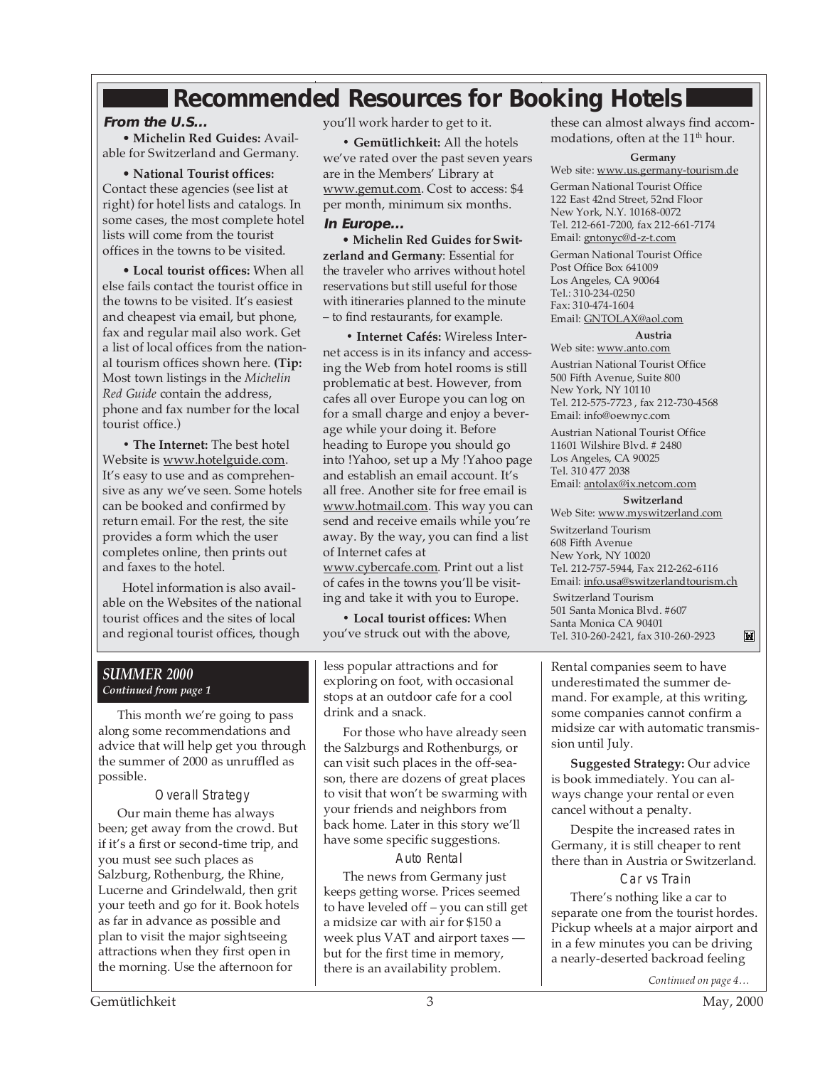# Recommended Resources for Booking Hotels

### From the U.S...

• **Michelin Red Guides:** Available for Switzerland and Germany.

• **National Tourist offices:** Contact these agencies (see list at right) for hotel lists and catalogs. In some cases, the most complete hotel lists will come from the tourist offices in the towns to be visited.

• **Local tourist offices:** When all else fails contact the tourist office in the towns to be visited. It's easiest and cheapest via email, but phone, fax and regular mail also work. Get a list of local offices from the national tourism offices shown here. **(Tip:** Most town listings in the *Michelin Red Guide* contain the address, phone and fax number for the local tourist office.)

• **The Internet:** The best hotel Website is www.hotelguide.com. It's easy to use and as comprehensive as any we've seen. Some hotels can be booked and confirmed by return email. For the rest, the site provides a form which the user completes online, then prints out and faxes to the hotel.

Hotel information is also available on the Websites of the national tourist offices and the sites of local and regional tourist offices, though you'll work harder to get to it.

• **Gemütlichkeit:** All the hotels we've rated over the past seven years are in the Members' Library at www.gemut.com. Cost to access: $4 per month, minimum six months.

### In Europe...

• **Michelin Red Guides for Switzerland and Germany**: Essential for the traveler who arrives without hotel reservations but still useful for those with itineraries planned to the minute – to find restaurants, for example.

• **Internet Cafés:** Wireless Internet access is in its infancy and accessing the Web from hotel rooms is still problematic at best. However, from cafes all over Europe you can log on for a small charge and enjoy a beverage while your doing it. Before heading to Europe you should go into !Yahoo, set up a My !Yahoo page and establish an email account. It's all free. Another site for free email is www.hotmail.com. This way you can send and receive emails while you're away. By the way, you can find a list of Internet cafes at www.cybercafe.com. Print out a list of cafes in the towns you'll be visiting and take it with you to Europe.

• **Local tourist offices:** When you've struck out with the above, these can almost always find accommodations, often at the 11th hour.

**Germany**

Web site: www.us.germany-tourism.de

German National Tourist Office
122 East 42nd Street, 52nd Floor
New York, N.Y. 10168-0072
Tel. 212-661-7200, fax 212-661-7174
Email: gntonyc@d-z-t.com

German National Tourist Office
Post Office Box 641009
Los Angeles, CA 90064
Tel.: 310-234-0250
Fax: 310-474-1604
Email: GNTOLAX@aol.com

**Austria**

Web site: www.anto.com

Austrian National Tourist Office
500 Fifth Avenue, Suite 800
New York, NY 10110
Tel. 212-575-7723 , fax 212-730-4568
Email: info@oewnyc.com

Austrian National Tourist Office
11601 Wilshire Blvd. # 2480
Los Angeles, CA 90025
Tel. 310 477 2038
Email: antolax@ix.netcom.com

**Switzerland**

Web Site: www.myswitzerland.com

Switzerland Tourism
608 Fifth Avenue
New York, NY 10020
Tel. 212-757-5944, Fax 212-262-6116
Email: info.usa@switzerlandtourism.ch

Switzerland Tourism
501 Santa Monica Blvd. #607
Santa Monica CA 90401
Tel. 310-260-2421, fax 310-260-2923

## *SUMMER 2000*

***Continued from page 1***

This month we're going to pass along some recommendations and advice that will help get you through the summer of 2000 as unruffled as possible.

### Overall Strategy

Our main theme has always been; get away from the crowd. But if it's a first or second-time trip, and you must see such places as Salzburg, Rothenburg, the Rhine, Lucerne and Grindelwald, then grit your teeth and go for it. Book hotels as far in advance as possible and plan to visit the major sightseeing attractions when they first open in the morning. Use the afternoon for less popular attractions and for exploring on foot, with occasional stops at an outdoor cafe for a cool drink and a snack.

For those who have already seen the Salzburgs and Rothenburgs, or can visit such places in the off-season, there are dozens of great places to visit that won't be swarming with your friends and neighbors from back home. Later in this story we'll have some specific suggestions.

### Auto Rental

The news from Germany just keeps getting worse. Prices seemed to have leveled off – you can still get a midsize car with air for $150 a week plus VAT and airport taxes — but for the first time in memory, there is an availability problem. Rental companies seem to have underestimated the summer demand. For example, at this writing, some companies cannot confirm a midsize car with automatic transmission until July.

**Suggested Strategy:** Our advice is book immediately. You can always change your rental or even cancel without a penalty.

Despite the increased rates in Germany, it is still cheaper to rent there than in Austria or Switzerland.

### Car vs Train

There's nothing like a car to separate one from the tourist hordes. Pickup wheels at a major airport and in a few minutes you can be driving a nearly-deserted backroad feeling

*Continued on page 4…*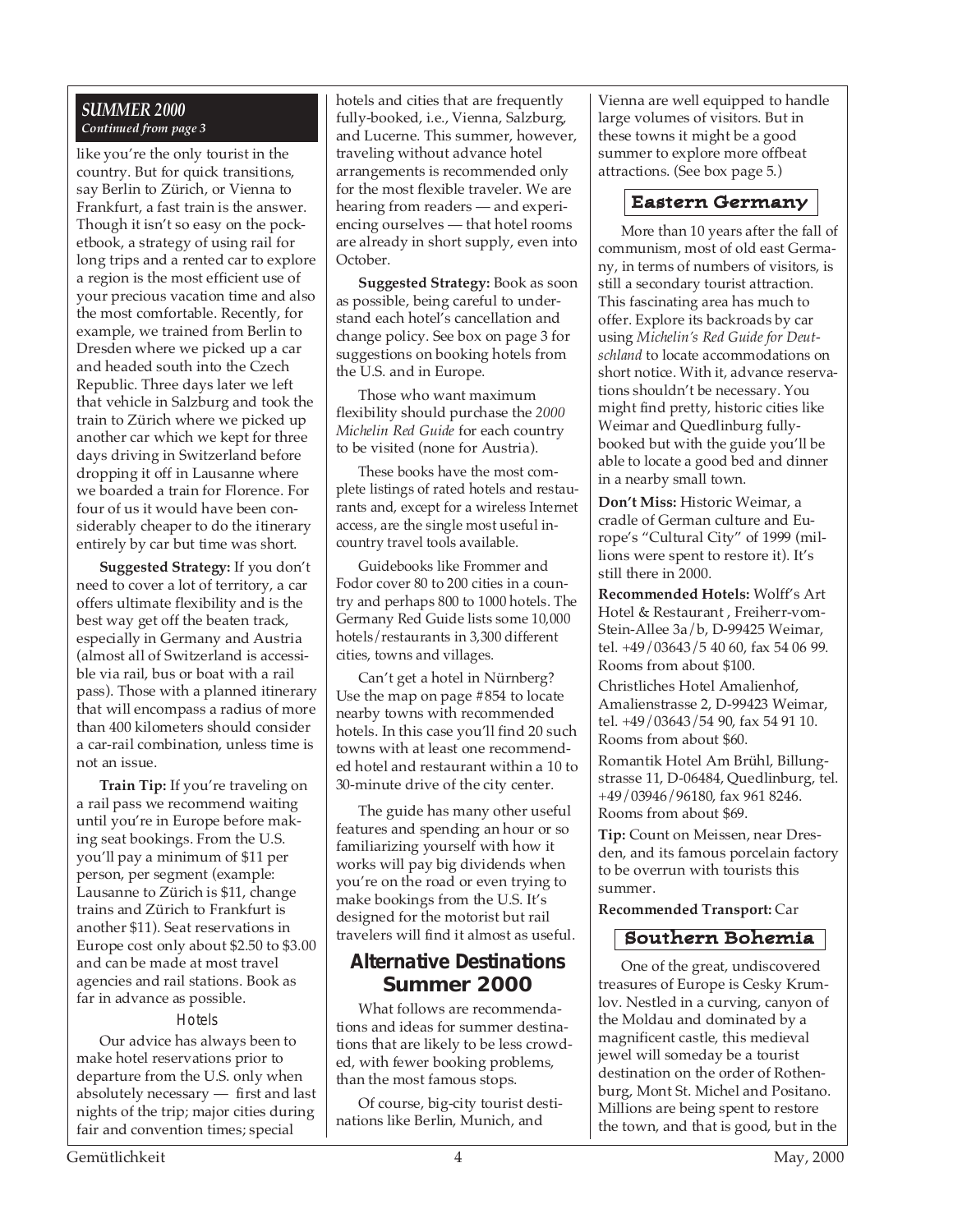***SUMMER 2000***
*Continued from page 3*

like you're the only tourist in the country. But for quick transitions, say Berlin to Zürich, or Vienna to Frankfurt, a fast train is the answer. Though it isn't so easy on the pocketbook, a strategy of using rail for long trips and a rented car to explore a region is the most efficient use of your precious vacation time and also the most comfortable. Recently, for example, we trained from Berlin to Dresden where we picked up a car and headed south into the Czech Republic. Three days later we left that vehicle in Salzburg and took the train to Zürich where we picked up another car which we kept for three days driving in Switzerland before dropping it off in Lausanne where we boarded a train for Florence. For four of us it would have been considerably cheaper to do the itinerary entirely by car but time was short.

**Suggested Strategy:** If you don't need to cover a lot of territory, a car offers ultimate flexibility and is the best way get off the beaten track, especially in Germany and Austria (almost all of Switzerland is accessible via rail, bus or boat with a rail pass). Those with a planned itinerary that will encompass a radius of more than 400 kilometers should consider a car-rail combination, unless time is not an issue.

**Train Tip:** If you're traveling on a rail pass we recommend waiting until you're in Europe before making seat bookings. From the U.S. you'll pay a minimum of $11 per person, per segment (example: Lausanne to Zürich is $11, change trains and Zürich to Frankfurt is another $11). Seat reservations in Europe cost only about $2.50 to $3.00 and can be made at most travel agencies and rail stations. Book as far in advance as possible.

### Hotels

Our advice has always been to make hotel reservations prior to departure from the U.S. only when absolutely necessary — first and last nights of the trip; major cities during fair and convention times; special hotels and cities that are frequently fully-booked, i.e., Vienna, Salzburg, and Lucerne. This summer, however, traveling without advance hotel arrangements is recommended only for the most flexible traveler. We are hearing from readers — and experiencing ourselves — that hotel rooms are already in short supply, even into October.

**Suggested Strategy:** Book as soon as possible, being careful to understand each hotel's cancellation and change policy. See box on page 3 for suggestions on booking hotels from the U.S. and in Europe.

Those who want maximum flexibility should purchase the *2000 Michelin Red Guide* for each country to be visited (none for Austria).

These books have the most complete listings of rated hotels and restaurants and, except for a wireless Internet access, are the single most useful in-country travel tools available.

Guidebooks like Frommer and Fodor cover 80 to 200 cities in a country and perhaps 800 to 1000 hotels. The Germany Red Guide lists some 10,000 hotels/restaurants in 3,300 different cities, towns and villages.

Can't get a hotel in Nürnberg? Use the map on page #854 to locate nearby towns with recommended hotels. In this case you'll find 20 such towns with at least one recommended hotel and restaurant within a 10 to 30-minute drive of the city center.

The guide has many other useful features and spending an hour or so familiarizing yourself with how it works will pay big dividends when you're on the road or even trying to make bookings from the U.S. It's designed for the motorist but rail travelers will find it almost as useful.

## Alternative Destinations Summer 2000

What follows are recommendations and ideas for summer destinations that are likely to be less crowded, with fewer booking problems, than the most famous stops.

Of course, big-city tourist destinations like Berlin, Munich, and Vienna are well equipped to handle large volumes of visitors. But in these towns it might be a good summer to explore more offbeat attractions. (See box page 5.)

### Eastern Germany

More than 10 years after the fall of communism, most of old east Germany, in terms of numbers of visitors, is still a secondary tourist attraction. This fascinating area has much to offer. Explore its backroads by car using *Michelin's Red Guide for Deutschland* to locate accommodations on short notice. With it, advance reservations shouldn't be necessary. You might find pretty, historic cities like Weimar and Quedlinburg fully-booked but with the guide you'll be able to locate a good bed and dinner in a nearby small town.

**Don't Miss:** Historic Weimar, a cradle of German culture and Europe's "Cultural City" of 1999 (millions were spent to restore it). It's still there in 2000.

**Recommended Hotels:** Wolff's Art Hotel & Restaurant , Freiherr-vom-Stein-Allee 3a/b, D-99425 Weimar, tel. +49/03643/5 40 60, fax 54 06 99. Rooms from about $100.

Christliches Hotel Amalienhof, Amalienstrasse 2, D-99423 Weimar, tel. +49/03643/54 90, fax 54 91 10. Rooms from about $60.

Romantik Hotel Am Brühl, Billungstrasse 11, D-06484, Quedlinburg, tel. +49/03946/96180, fax 961 8246. Rooms from about $69.

**Tip:** Count on Meissen, near Dresden, and its famous porcelain factory to be overrun with tourists this summer.

**Recommended Transport:** Car

### Southern Bohemia

One of the great, undiscovered treasures of Europe is Cesky Krumlov. Nestled in a curving, canyon of the Moldau and dominated by a magnificent castle, this medieval jewel will someday be a tourist destination on the order of Rothenburg, Mont St. Michel and Positano. Millions are being spent to restore the town, and that is good, but in the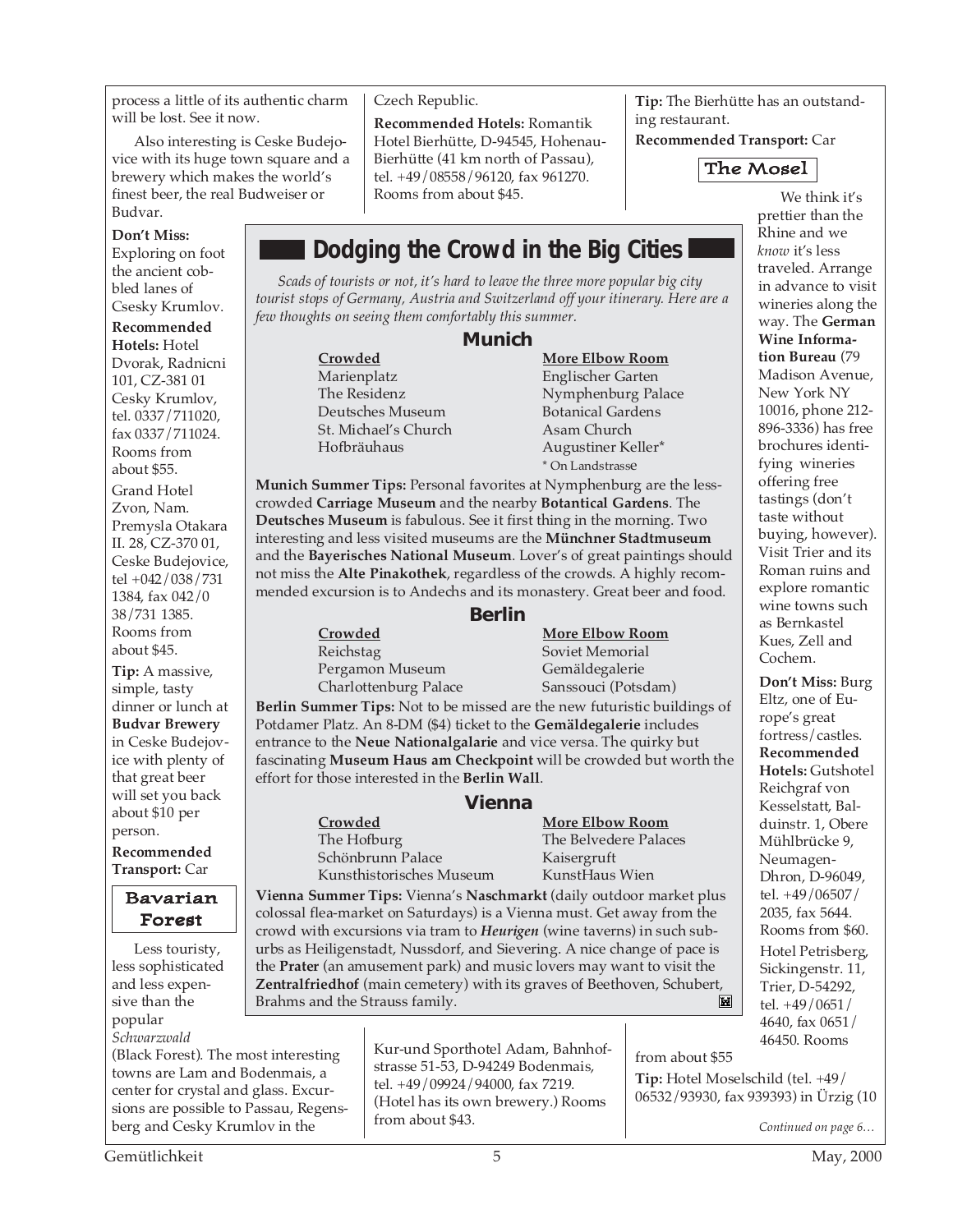process a little of its authentic charm will be lost. See it now.

Also interesting is Ceske Budejovice with its huge town square and a brewery which makes the world's finest beer, the real Budweiser or Budvar.

**Don't Miss:** Exploring on foot the ancient cobbled lanes of Csesky Krumlov.

**Recommended Hotels:** Hotel Dvorak, Radnicni 101, CZ-381 01 Cesky Krumlov, tel. 0337/711020, fax 0337/711024. Rooms from about $55.

Grand Hotel Zvon, Nam. Premysla Otakara II. 28, CZ-370 01, Ceske Budejovice, tel +042/038/731 1384, fax 042/0 38/731 1385. Rooms from about $45.

**Tip:** A massive, simple, tasty dinner or lunch at **Budvar Brewery** in Ceske Budejovice with plenty of that great beer will set you back about $10 per person.

**Recommended Transport:** Car

## Bavarian Forest

Less touristy, less sophisticated and less expensive than the popular *Schwarzwald* (Black Forest). The most interesting towns are Lam and Bodenmais, a center for crystal and glass. Excursions are possible to Passau, Regensberg and Cesky Krumlov in the Czech Republic.

**Recommended Hotels:** Romantik Hotel Bierhütte, D-94545, Hohenau-Bierhütte (41 km north of Passau), tel. +49/08558/96120, fax 961270. Rooms from about $45.

Kur-und Sporthotel Adam, Bahnhofstrasse 51-53, D-94249 Bodenmais, tel. +49/09924/94000, fax 7219. (Hotel has its own brewery.) Rooms from about $43.

**Tip:** The Bierhütte has an outstanding restaurant.

**Recommended Transport:** Car

## The Mosel

We think it's prettier than the Rhine and we *know* it's less traveled. Arrange in advance to visit wineries along the way. The **German Wine Information Bureau** (79 Madison Avenue, New York NY 10016, phone 212-896-3336) has free brochures identifying wineries offering free tastings (don't taste without buying, however). Visit Trier and its Roman ruins and explore romantic wine towns such as Bernkastel Kues, Zell and Cochem.

**Don't Miss:** Burg Eltz, one of Europe's great fortress/castles.

**Recommended Hotels:** Gutshotel Reichgraf von Kesselstatt, Balduinstr. 1, Obere Mühlbrücke 9, Neumagen-Dhron, D-96049, tel. +49/06507/2035, fax 5644. Rooms from $60.

Hotel Petrisberg, Sickingenstr. 11, Trier, D-54292, tel. +49/0651/4640, fax 0651/46450. Rooms from about $55

**Tip:** Hotel Moselschild (tel. +49/06532/93930, fax 939393) in Ürzig (10

*Continued on page 6…*

## Dodging the Crowd in the Big Cities

*Scads of tourists or not, it's hard to leave the three more popular big city tourist stops of Germany, Austria and Switzerland off your itinerary. Here are a few thoughts on seeing them comfortably this summer.*

### Munich

| Crowded | More Elbow Room |
|---|---|
| Marienplatz | Englischer Garten |
| The Residenz | Nymphenburg Palace |
| Deutsches Museum | Botanical Gardens |
| St. Michael's Church | Asam Church |
| Hofbräuhaus | Augustiner Keller* |

\* On Landstrasse

**Munich Summer Tips:** Personal favorites at Nymphenburg are the less-crowded **Carriage Museum** and the nearby **Botantical Gardens**. The **Deutsches Museum** is fabulous. See it first thing in the morning. Two interesting and less visited museums are the **Münchner Stadtmuseum** and the **Bayerisches National Museum**. Lover's of great paintings should not miss the **Alte Pinakothek**, regardless of the crowds. A highly recommended excursion is to Andechs and its monastery. Great beer and food.

### Berlin

| Crowded | More Elbow Room |
|---|---|
| Reichstag | Soviet Memorial |
| Pergamon Museum | Gemäldegalerie |
| Charlottenburg Palace | Sanssouci (Potsdam) |

**Berlin Summer Tips:** Not to be missed are the new futuristic buildings of Potdamer Platz. An 8-DM ($4) ticket to the **Gemäldegalerie** includes entrance to the **Neue Nationalgalarie** and vice versa. The quirky but fascinating **Museum Haus am Checkpoint** will be crowded but worth the effort for those interested in the **Berlin Wall**.

### Vienna

| Crowded | More Elbow Room |
|---|---|
| The Hofburg | The Belvedere Palaces |
| Schönbrunn Palace | Kaisergruft |
| Kunsthistorisches Museum | KunstHaus Wien |

**Vienna Summer Tips:** Vienna's **Naschmarkt** (daily outdoor market plus colossal flea-market on Saturdays) is a Vienna must. Get away from the crowd with excursions via tram to ***Heurigen*** (wine taverns) in such suburbs as Heiligenstadt, Nussdorf, and Sievering. A nice change of pace is the **Prater** (an amusement park) and music lovers may want to visit the **Zentralfriedhof** (main cemetery) with its graves of Beethoven, Schubert, Brahms and the Strauss family.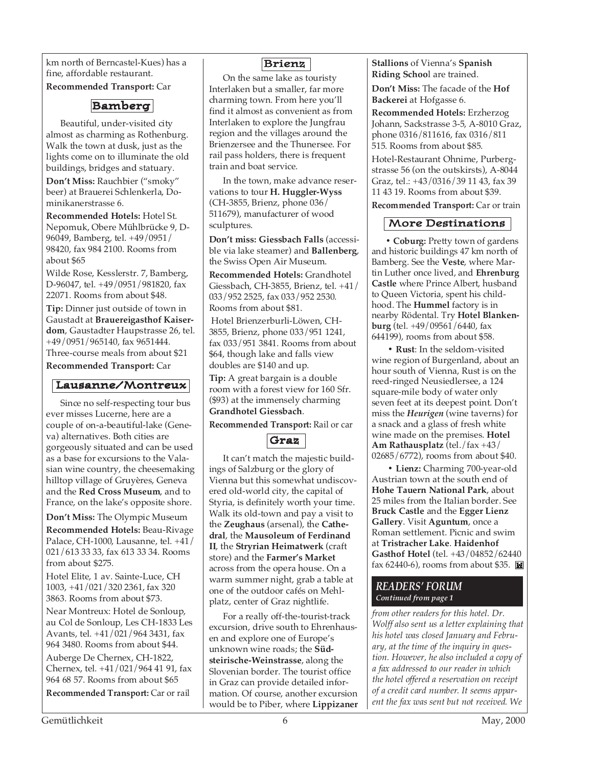km north of Berncastel-Kues) has a fine, affordable restaurant.

**Recommended Transport:** Car

## Bamberg

Beautiful, under-visited city almost as charming as Rothenburg. Walk the town at dusk, just as the lights come on to illuminate the old buildings, bridges and statuary.

**Don't Miss:** Rauchbier ("smoky" beer) at Brauerei Schlenkerla, Dominikanerstrasse 6.

**Recommended Hotels:** Hotel St. Nepomuk, Obere Mühlbrücke 9, D-96049, Bamberg, tel. +49/0951/98420, fax 984 2100. Rooms from about $65

Wilde Rose, Kesslerstr. 7, Bamberg, D-96047, tel. +49/0951/981820, fax 22071. Rooms from about $48.

**Tip:** Dinner just outside of town in Gaustadt at **Brauereigasthof Kaiserdom**, Gaustadter Haupstrasse 26, tel. +49/0951/965140, fax 9651444. Three-course meals from about $21

**Recommended Transport:** Car

## Lausanne/Montreux

Since no self-respecting tour bus ever misses Lucerne, here are a couple of on-a-beautiful-lake (Geneva) alternatives. Both cities are gorgeously situated and can be used as a base for excursions to the Valasian wine country, the cheesemaking hilltop village of Gruyères, Geneva and the **Red Cross Museum**, and to France, on the lake's opposite shore.

**Don't Miss:** The Olympic Museum

**Recommended Hotels:** Beau-Rivage Palace, CH-1000, Lausanne, tel. +41/021/613 33 33, fax 613 33 34. Rooms from about $275.

Hotel Elite, 1 av. Sainte-Luce, CH 1003, +41/021/320 2361, fax 320 3863. Rooms from about $73.

Near Montreux: Hotel de Sonloup, au Col de Sonloup, Les CH-1833 Les Avants, tel. +41/021/964 3431, fax 964 3480. Rooms from about $44.

Auberge De Chernex, CH-1822, Chernex, tel. +41/021/964 41 91, fax 964 68 57. Rooms from about $65

**Recommended Transport:** Car or rail

## Brienz

On the same lake as touristy Interlaken but a smaller, far more charming town. From here you'll find it almost as convenient as from Interlaken to explore the Jungfrau region and the villages around the Brienzersee and the Thunersee. For rail pass holders, there is frequent train and boat service.

In the town, make advance reservations to tour **H. Huggler-Wyss** (CH-3855, Brienz, phone 036/511679), manufacturer of wood sculptures.

**Don't miss: Giessbach Falls** (accessible via lake steamer) and **Ballenberg**, the Swiss Open Air Museum.

**Recommended Hotels:** Grandhotel Giessbach, CH-3855, Brienz, tel. +41/033/952 2525, fax 033/952 2530. Rooms from about $81.

Hotel Brienzerburli-Löwen, CH-3855, Brienz, phone 033/951 1241, fax 033/951 3841. Rooms from about $64, though lake and falls view doubles are $140 and up.

**Tip:** A great bargain is a double room with a forest view for 160 Sfr. ($93) at the immensely charming **Grandhotel Giessbach**.

**Recommended Transport:** Rail or car

## Graz

It can't match the majestic buildings of Salzburg or the glory of Vienna but this somewhat undiscovered old-world city, the capital of Styria, is definitely worth your time. Walk its old-town and pay a visit to the **Zeughaus** (arsenal), the **Cathedral**, the **Mausoleum of Ferdinand II**, the **Stryrian Heimatwerk** (craft store) and the **Farmer's Market** across from the opera house. On a warm summer night, grab a table at one of the outdoor cafés on Mehlplatz, center of Graz nightlife.

For a really off-the-tourist-track excursion, drive south to Ehrenhausen and explore one of Europe's unknown wine roads; the **Südsteirische-Weinstrasse**, along the Slovenian border. The tourist office in Graz can provide detailed information. Of course, another excursion would be to Piber, where **Lippizaner Stallions** of Vienna's **Spanish Riding Schoo**l are trained.

**Don't Miss:** The facade of the **Hof Backerei** at Hofgasse 6.

**Recommended Hotels:** Erzherzog Johann, Sackstrasse 3-5, A-8010 Graz, phone 0316/811616, fax 0316/811 515. Rooms from about $85.

Hotel-Restaurant Ohnime, Purbergstrasse 56 (on the outskirsts), A-8044 Graz, tel.: +43/0316/39 11 43, fax 39 11 43 19. Rooms from about $39.

**Recommended Transport:** Car or train

## More Destinations

• **Coburg:** Pretty town of gardens and historic buildings 47 km north of Bamberg. See the **Veste**, where Martin Luther once lived, and **Ehrenburg Castle** where Prince Albert, husband to Queen Victoria, spent his childhood. The **Hummel** factory is in nearby Rödental. Try **Hotel Blankenburg** (tel. +49/09561/6440, fax 644199), rooms from about $58.

• **Rust**: In the seldom-visited wine region of Burgenland, about an hour south of Vienna, Rust is on the reed-ringed Neusiedlersee, a 124 square-mile body of water only seven feet at its deepest point. Don't miss the ***Heurigen*** (wine taverns) for a snack and a glass of fresh white wine made on the premises. **Hotel Am Rathausplatz** (tel./fax +43/02685/6772), rooms from about $40.

• **Lienz:** Charming 700-year-old Austrian town at the south end of **Hohe Tauern National Park**, about 25 miles from the Italian border. See **Bruck Castle** and the **Egger Lienz Gallery**. Visit **Aguntum**, once a Roman settlement. Picnic and swim at **Tristracher Lake**. **Haidenhof Gasthof Hotel** (tel. +43/04852/62440 fax 62440-6), rooms from about $35.

## *READERS' FORUM*

***Continued from page 1***

*from other readers for this hotel. Dr. Wolff also sent us a letter explaining that his hotel was closed January and February, at the time of the inquiry in question. However, he also included a copy of a fax addressed to our reader in which the hotel offered a reservation on receipt of a credit card number. It seems apparent the fax was sent but not received. We*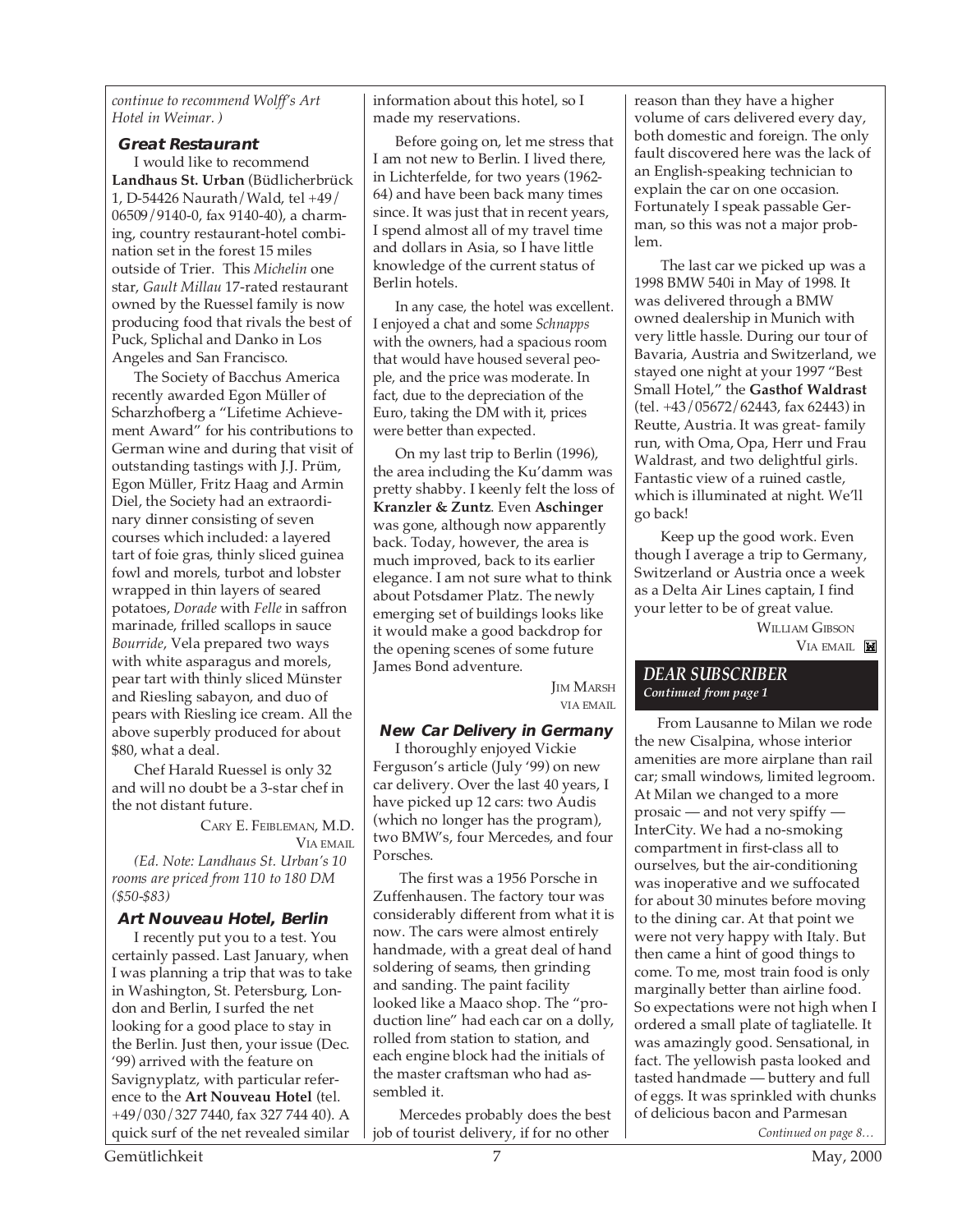*continue to recommend Wolff's Art Hotel in Weimar. )*

### Great Restaurant

I would like to recommend **Landhaus St. Urban** (Büdlicherbrück 1, D-54426 Naurath/Wald, tel +49/06509/9140-0, fax 9140-40), a charming, country restaurant-hotel combination set in the forest 15 miles outside of Trier. This *Michelin* one star, *Gault Millau* 17-rated restaurant owned by the Ruessel family is now producing food that rivals the best of Puck, Splichal and Danko in Los Angeles and San Francisco.

The Society of Bacchus America recently awarded Egon Müller of Scharzhofberg a "Lifetime Achievement Award" for his contributions to German wine and during that visit of outstanding tastings with J.J. Prüm, Egon Müller, Fritz Haag and Armin Diel, the Society had an extraordinary dinner consisting of seven courses which included: a layered tart of foie gras, thinly sliced guinea fowl and morels, turbot and lobster wrapped in thin layers of seared potatoes, *Dorade* with *Felle* in saffron marinade, frilled scallops in sauce *Bourride*, Vela prepared two ways with white asparagus and morels, pear tart with thinly sliced Münster and Riesling sabayon, and duo of pears with Riesling ice cream. All the above superbly produced for about $80, what a deal.

Chef Harald Ruessel is only 32 and will no doubt be a 3-star chef in the not distant future.

CARY E. FEIBLEMAN, M.D.
VIA EMAIL

*(Ed. Note: Landhaus St. Urban's 10 rooms are priced from 110 to 180 DM ($50-$83)*

### Art Nouveau Hotel, Berlin

I recently put you to a test. You certainly passed. Last January, when I was planning a trip that was to take in Washington, St. Petersburg, London and Berlin, I surfed the net looking for a good place to stay in the Berlin. Just then, your issue (Dec. '99) arrived with the feature on Savignyplatz, with particular reference to the **Art Nouveau Hotel** (tel. +49/030/327 7440, fax 327 744 40). A quick surf of the net revealed similar information about this hotel, so I made my reservations.

Before going on, let me stress that I am not new to Berlin. I lived there, in Lichterfelde, for two years (1962-64) and have been back many times since. It was just that in recent years, I spend almost all of my travel time and dollars in Asia, so I have little knowledge of the current status of Berlin hotels.

In any case, the hotel was excellent. I enjoyed a chat and some *Schnapps* with the owners, had a spacious room that would have housed several people, and the price was moderate. In fact, due to the depreciation of the Euro, taking the DM with it, prices were better than expected.

On my last trip to Berlin (1996), the area including the Ku'damm was pretty shabby. I keenly felt the loss of **Kranzler & Zuntz**. Even **Aschinger** was gone, although now apparently back. Today, however, the area is much improved, back to its earlier elegance. I am not sure what to think about Potsdamer Platz. The newly emerging set of buildings looks like it would make a good backdrop for the opening scenes of some future James Bond adventure.

JIM MARSH
VIA EMAIL

### New Car Delivery in Germany

I thoroughly enjoyed Vickie Ferguson's article (July '99) on new car delivery. Over the last 40 years, I have picked up 12 cars: two Audis (which no longer has the program), two BMW's, four Mercedes, and four Porsches.

The first was a 1956 Porsche in Zuffenhausen. The factory tour was considerably different from what it is now. The cars were almost entirely handmade, with a great deal of hand soldering of seams, then grinding and sanding. The paint facility looked like a Maaco shop. The "production line" had each car on a dolly, rolled from station to station, and each engine block had the initials of the master craftsman who had assembled it.

Mercedes probably does the best job of tourist delivery, if for no other reason than they have a higher volume of cars delivered every day, both domestic and foreign. The only fault discovered here was the lack of an English-speaking technician to explain the car on one occasion. Fortunately I speak passable German, so this was not a major problem.

The last car we picked up was a 1998 BMW 540i in May of 1998. It was delivered through a BMW owned dealership in Munich with very little hassle. During our tour of Bavaria, Austria and Switzerland, we stayed one night at your 1997 "Best Small Hotel," the **Gasthof Waldrast** (tel. +43/05672/62443, fax 62443) in Reutte, Austria. It was great- family run, with Oma, Opa, Herr und Frau Waldrast, and two delightful girls. Fantastic view of a ruined castle, which is illuminated at night. We'll go back!

Keep up the good work. Even though I average a trip to Germany, Switzerland or Austria once a week as a Delta Air Lines captain, I find your letter to be of great value.

WILLIAM GIBSON
VIA EMAIL

## DEAR SUBSCRIBER
*Continued from page 1*

From Lausanne to Milan we rode the new Cisalpina, whose interior amenities are more airplane than rail car; small windows, limited legroom. At Milan we changed to a more prosaic — and not very spiffy — InterCity. We had a no-smoking compartment in first-class all to ourselves, but the air-conditioning was inoperative and we suffocated for about 30 minutes before moving to the dining car. At that point we were not very happy with Italy. But then came a hint of good things to come. To me, most train food is only marginally better than airline food. So expectations were not high when I ordered a small plate of tagliatelle. It was amazingly good. Sensational, in fact. The yellowish pasta looked and tasted handmade — buttery and full of eggs. It was sprinkled with chunks of delicious bacon and Parmesan

*Continued on page 8…*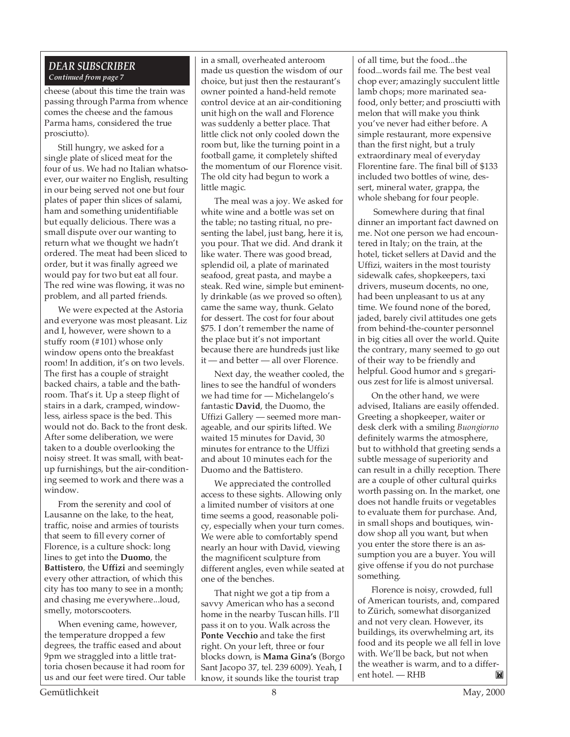## *DEAR SUBSCRIBER*

*Continued from page 7*

cheese (about this time the train was passing through Parma from whence comes the cheese and the famous Parma hams, considered the true prosciutto).

Still hungry, we asked for a single plate of sliced meat for the four of us. We had no Italian whatsoever, our waiter no English, resulting in our being served not one but four plates of paper thin slices of salami, ham and something unidentifiable but equally delicious. There was a small dispute over our wanting to return what we thought we hadn't ordered. The meat had been sliced to order, but it was finally agreed we would pay for two but eat all four. The red wine was flowing, it was no problem, and all parted friends.

We were expected at the Astoria and everyone was most pleasant. Liz and I, however, were shown to a stuffy room (#101) whose only window opens onto the breakfast room! In addition, it's on two levels. The first has a couple of straight backed chairs, a table and the bathroom. That's it. Up a steep flight of stairs in a dark, cramped, windowless, airless space is the bed. This would not do. Back to the front desk. After some deliberation, we were taken to a double overlooking the noisy street. It was small, with beat-up furnishings, but the air-conditioning seemed to work and there was a window.

From the serenity and cool of Lausanne on the lake, to the heat, traffic, noise and armies of tourists that seem to fill every corner of Florence, is a culture shock: long lines to get into the **Duomo**, the **Battistero**, the **Uffizi** and seemingly every other attraction, of which this city has too many to see in a month; and chasing me everywhere...loud, smelly, motorscooters.

When evening came, however, the temperature dropped a few degrees, the traffic eased and about 9pm we straggled into a little trattoria chosen because it had room for us and our feet were tired. Our table in a small, overheated anteroom made us question the wisdom of our choice, but just then the restaurant's owner pointed a hand-held remote control device at an air-conditioning unit high on the wall and Florence was suddenly a better place. That little click not only cooled down the room but, like the turning point in a football game, it completely shifted the momentum of our Florence visit. The old city had begun to work a little magic.

The meal was a joy. We asked for white wine and a bottle was set on the table; no tasting ritual, no presenting the label, just bang, here it is, you pour. That we did. And drank it like water. There was good bread, splendid oil, a plate of marinated seafood, great pasta, and maybe a steak. Red wine, simple but eminently drinkable (as we proved so often), came the same way, thunk. Gelato for dessert. The cost for four about $75. I don't remember the name of the place but it's not important because there are hundreds just like it — and better — all over Florence.

Next day, the weather cooled, the lines to see the handful of wonders we had time for — Michelangelo's fantastic **David**, the Duomo, the Uffizi Gallery — seemed more manageable, and our spirits lifted. We waited 15 minutes for David, 30 minutes for entrance to the Uffizi and about 10 minutes each for the Duomo and the Battistero.

We appreciated the controlled access to these sights. Allowing only a limited number of visitors at one time seems a good, reasonable policy, especially when your turn comes. We were able to comfortably spend nearly an hour with David, viewing the magnificent sculpture from different angles, even while seated at one of the benches.

That night we got a tip from a savvy American who has a second home in the nearby Tuscan hills. I'll pass it on to you. Walk across the **Ponte Vecchio** and take the first right. On your left, three or four blocks down, is **Mama Gina's** (Borgo Sant Jacopo 37, tel. 239 6009). Yeah, I know, it sounds like the tourist trap of all time, but the food...the food...words fail me. The best veal chop ever; amazingly succulent little lamb chops; more marinated seafood, only better; and prosciutti with melon that will make you think you've never had either before. A simple restaurant, more expensive than the first night, but a truly extraordinary meal of everyday Florentine fare. The final bill of $133 included two bottles of wine, dessert, mineral water, grappa, the whole shebang for four people.

Somewhere during that final dinner an important fact dawned on me. Not one person we had encountered in Italy; on the train, at the hotel, ticket sellers at David and the Uffizi, waiters in the most touristy sidewalk cafes, shopkeepers, taxi drivers, museum docents, no one, had been unpleasant to us at any time. We found none of the bored, jaded, barely civil attitudes one gets from behind-the-counter personnel in big cities all over the world. Quite the contrary, many seemed to go out of their way to be friendly and helpful. Good humor and s gregarious zest for life is almost universal.

On the other hand, we were advised, Italians are easily offended. Greeting a shopkeeper, waiter or desk clerk with a smiling *Buongiorno* definitely warms the atmosphere, but to withhold that greeting sends a subtle message of superiority and can result in a chilly reception. There are a couple of other cultural quirks worth passing on. In the market, one does not handle fruits or vegetables to evaluate them for purchase. And, in small shops and boutiques, window shop all you want, but when you enter the store there is an assumption you are a buyer. You will give offense if you do not purchase something.

Florence is noisy, crowded, full of American tourists, and, compared to Zürich, somewhat disorganized and not very clean. However, its buildings, its overwhelming art, its food and its people we all fell in love with. We'll be back, but not when the weather is warm, and to a different hotel. — RHB